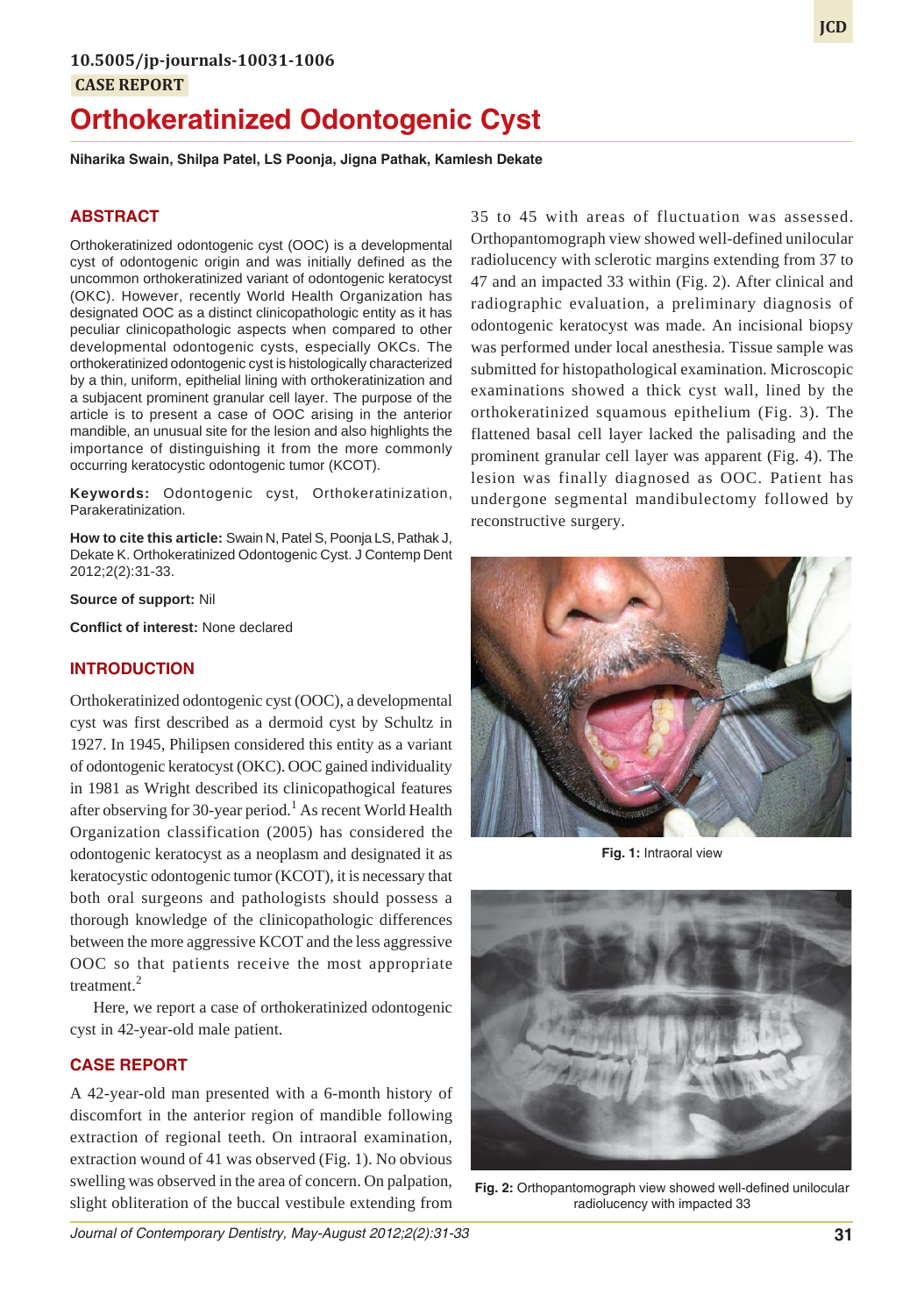10.5005/jp-journals-10031-1006

CASE REPORT

# Orthokeratinized Odontogenic Cyst

**Niharika Swain, Shilpa Patel, LS Poonja, Jigna Pathak, Kamlesh Dekate**

## ABSTRACT

Orthokeratinized odontogenic cyst (OOC) is a developmental cyst of odontogenic origin and was initially defined as the uncommon orthokeratinized variant of odontogenic keratocyst (OKC). However, recently World Health Organization has designated OOC as a distinct clinicopathologic entity as it has peculiar clinicopathologic aspects when compared to other developmental odontogenic cysts, especially OKCs. The orthokeratinized odontogenic cyst is histologically characterized by a thin, uniform, epithelial lining with orthokeratinization and a subjacent prominent granular cell layer. The purpose of the article is to present a case of OOC arising in the anterior mandible, an unusual site for the lesion and also highlights the importance of distinguishing it from the more commonly occurring keratocystic odontogenic tumor (KCOT).

**Keywords:** Odontogenic cyst, Orthokeratinization, Parakeratinization.

**How to cite this article:** Swain N, Patel S, Poonja LS, Pathak J, Dekate K. Orthokeratinized Odontogenic Cyst. J Contemp Dent 2012;2(2):31-33.

**Source of support:** Nil

**Conflict of interest:** None declared

## INTRODUCTION

Orthokeratinized odontogenic cyst (OOC), a developmental cyst was first described as a dermoid cyst by Schultz in 1927. In 1945, Philipsen considered this entity as a variant of odontogenic keratocyst (OKC). OOC gained individuality in 1981 as Wright described its clinicopathological features after observing for 30-year period.[1] As recent World Health Organization classification (2005) has considered the odontogenic keratocyst as a neoplasm and designated it as keratocystic odontogenic tumor (KCOT), it is necessary that both oral surgeons and pathologists should possess a thorough knowledge of the clinicopathologic differences between the more aggressive KCOT and the less aggressive OOC so that patients receive the most appropriate treatment.[2]

Here, we report a case of orthokeratinized odontogenic cyst in 42-year-old male patient.

## CASE REPORT

A 42-year-old man presented with a 6-month history of discomfort in the anterior region of mandible following extraction of regional teeth. On intraoral examination, extraction wound of 41 was observed (Fig. 1). No obvious swelling was observed in the area of concern. On palpation, slight obliteration of the buccal vestibule extending from 35 to 45 with areas of fluctuation was assessed. Orthopantomograph view showed well-defined unilocular radiolucency with sclerotic margins extending from 37 to 47 and an impacted 33 within (Fig. 2). After clinical and radiographic evaluation, a preliminary diagnosis of odontogenic keratocyst was made. An incisional biopsy was performed under local anesthesia. Tissue sample was submitted for histopathological examination. Microscopic examinations showed a thick cyst wall, lined by the orthokeratinized squamous epithelium (Fig. 3). The flattened basal cell layer lacked the palisading and the prominent granular cell layer was apparent (Fig. 4). The lesion was finally diagnosed as OOC. Patient has undergone segmental mandibulectomy followed by reconstructive surgery.

**Fig. 1:** Intraoral view

**Fig. 2:** Orthopantomograph view showed well-defined unilocular radiolucency with impacted 33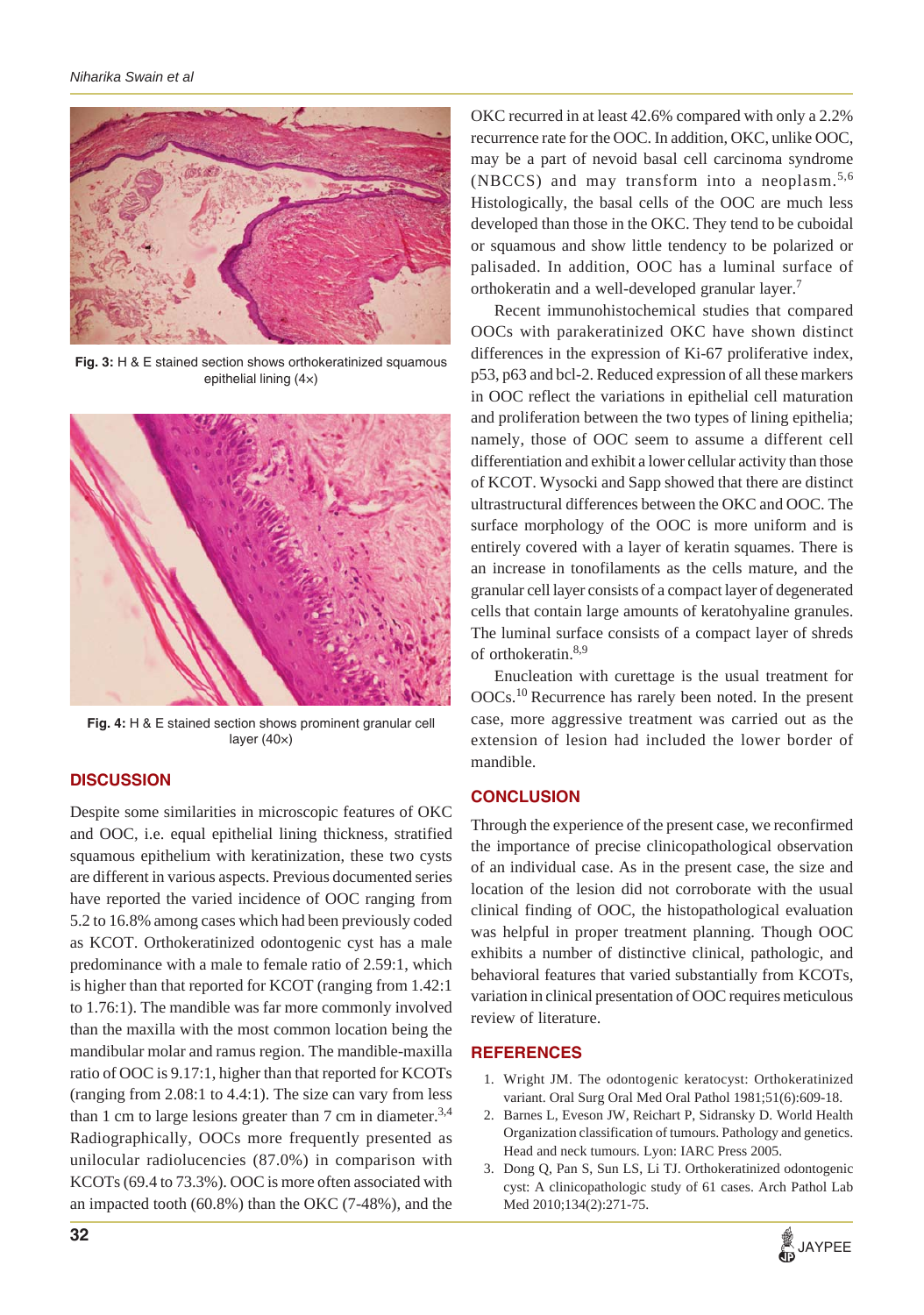Fig. 3: H & E stained section shows orthokeratinized squamous epithelial lining (4×)

Fig. 4: H & E stained section shows prominent granular cell layer (40×)

## DISCUSSION

Despite some similarities in microscopic features of OKC and OOC, i.e. equal epithelial lining thickness, stratified squamous epithelium with keratinization, these two cysts are different in various aspects. Previous documented series have reported the varied incidence of OOC ranging from 5.2 to 16.8% among cases which had been previously coded as KCOT. Orthokeratinized odontogenic cyst has a male predominance with a male to female ratio of 2.59:1, which is higher than that reported for KCOT (ranging from 1.42:1 to 1.76:1). The mandible was far more commonly involved than the maxilla with the most common location being the mandibular molar and ramus region. The mandible-maxilla ratio of OOC is 9.17:1, higher than that reported for KCOTs (ranging from 2.08:1 to 4.4:1). The size can vary from less than 1 cm to large lesions greater than 7 cm in diameter.[3,4] Radiographically, OOCs more frequently presented as unilocular radiolucencies (87.0%) in comparison with KCOTs (69.4 to 73.3%). OOC is more often associated with an impacted tooth (60.8%) than the OKC (7-48%), and the OKC recurred in at least 42.6% compared with only a 2.2% recurrence rate for the OOC. In addition, OKC, unlike OOC, may be a part of nevoid basal cell carcinoma syndrome (NBCCS) and may transform into a neoplasm.[5,6] Histologically, the basal cells of the OOC are much less developed than those in the OKC. They tend to be cuboidal or squamous and show little tendency to be polarized or palisaded. In addition, OOC has a luminal surface of orthokeratin and a well-developed granular layer.[7]

Recent immunohistochemical studies that compared OOCs with parakeratinized OKC have shown distinct differences in the expression of Ki-67 proliferative index, p53, p63 and bcl-2. Reduced expression of all these markers in OOC reflect the variations in epithelial cell maturation and proliferation between the two types of lining epithelia; namely, those of OOC seem to assume a different cell differentiation and exhibit a lower cellular activity than those of KCOT. Wysocki and Sapp showed that there are distinct ultrastructural differences between the OKC and OOC. The surface morphology of the OOC is more uniform and is entirely covered with a layer of keratin squames. There is an increase in tonofilaments as the cells mature, and the granular cell layer consists of a compact layer of degenerated cells that contain large amounts of keratohyaline granules. The luminal surface consists of a compact layer of shreds of orthokeratin.[8,9]

Enucleation with curettage is the usual treatment for OOCs.[10] Recurrence has rarely been noted. In the present case, more aggressive treatment was carried out as the extension of lesion had included the lower border of mandible.

## CONCLUSION

Through the experience of the present case, we reconfirmed the importance of precise clinicopathological observation of an individual case. As in the present case, the size and location of the lesion did not corroborate with the usual clinical finding of OOC, the histopathological evaluation was helpful in proper treatment planning. Though OOC exhibits a number of distinctive clinical, pathologic, and behavioral features that varied substantially from KCOTs, variation in clinical presentation of OOC requires meticulous review of literature.

## REFERENCES

1. Wright JM. The odontogenic keratocyst: Orthokeratinized variant. Oral Surg Oral Med Oral Pathol 1981;51(6):609-18.
2. Barnes L, Eveson JW, Reichart P, Sidransky D. World Health Organization classification of tumours. Pathology and genetics. Head and neck tumours. Lyon: IARC Press 2005.
3. Dong Q, Pan S, Sun LS, Li TJ. Orthokeratinized odontogenic cyst: A clinicopathologic study of 61 cases. Arch Pathol Lab Med 2010;134(2):271-75.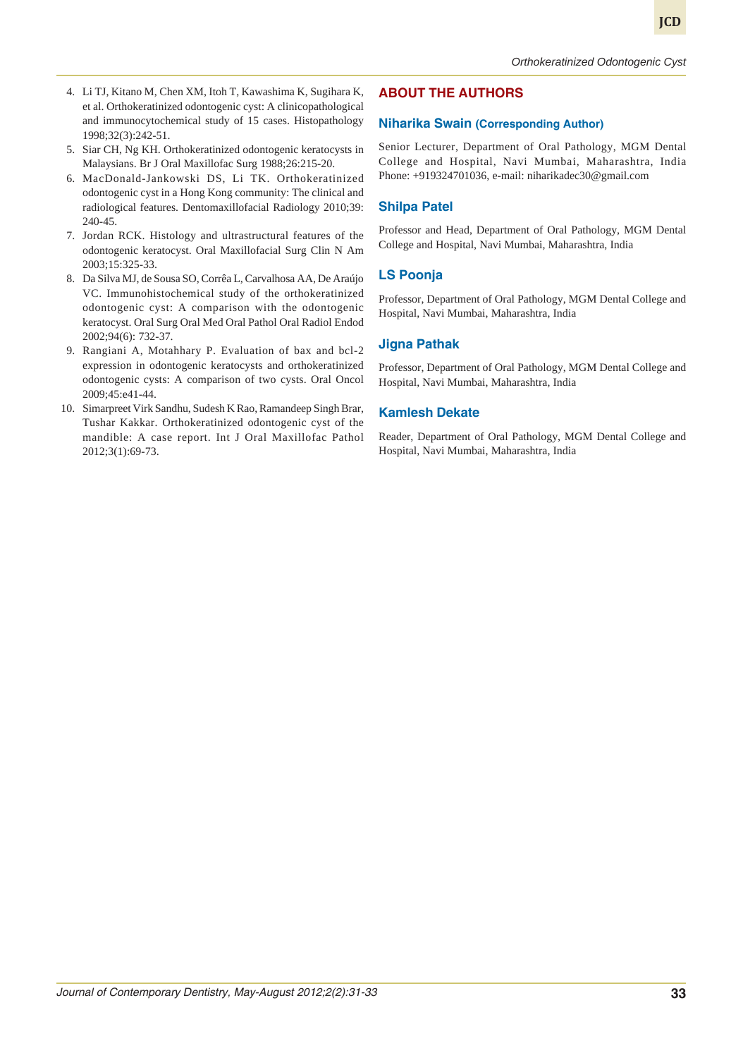4. Li TJ, Kitano M, Chen XM, Itoh T, Kawashima K, Sugihara K, et al. Orthokeratinized odontogenic cyst: A clinicopathological and immunocytochemical study of 15 cases. Histopathology 1998;32(3):242-51.
5. Siar CH, Ng KH. Orthokeratinized odontogenic keratocysts in Malaysians. Br J Oral Maxillofac Surg 1988;26:215-20.
6. MacDonald-Jankowski DS, Li TK. Orthokeratinized odontogenic cyst in a Hong Kong community: The clinical and radiological features. Dentomaxillofacial Radiology 2010;39: 240-45.
7. Jordan RCK. Histology and ultrastructural features of the odontogenic keratocyst. Oral Maxillofacial Surg Clin N Am 2003;15:325-33.
8. Da Silva MJ, de Sousa SO, Corrêa L, Carvalhosa AA, De Araújo VC. Immunohistochemical study of the orthokeratinized odontogenic cyst: A comparison with the odontogenic keratocyst. Oral Surg Oral Med Oral Pathol Oral Radiol Endod 2002;94(6): 732-37.
9. Rangiani A, Motahhary P. Evaluation of bax and bcl-2 expression in odontogenic keratocysts and orthokeratinized odontogenic cysts: A comparison of two cysts. Oral Oncol 2009;45:e41-44.
10. Simarpreet Virk Sandhu, Sudesh K Rao, Ramandeep Singh Brar, Tushar Kakkar. Orthokeratinized odontogenic cyst of the mandible: A case report. Int J Oral Maxillofac Pathol 2012;3(1):69-73.

## ABOUT THE AUTHORS

### Niharika Swain (Corresponding Author)

Senior Lecturer, Department of Oral Pathology, MGM Dental College and Hospital, Navi Mumbai, Maharashtra, India Phone: +919324701036, e-mail: niharikadec30@gmail.com

### Shilpa Patel

Professor and Head, Department of Oral Pathology, MGM Dental College and Hospital, Navi Mumbai, Maharashtra, India

### LS Poonja

Professor, Department of Oral Pathology, MGM Dental College and Hospital, Navi Mumbai, Maharashtra, India

### Jigna Pathak

Professor, Department of Oral Pathology, MGM Dental College and Hospital, Navi Mumbai, Maharashtra, India

### Kamlesh Dekate

Reader, Department of Oral Pathology, MGM Dental College and Hospital, Navi Mumbai, Maharashtra, India